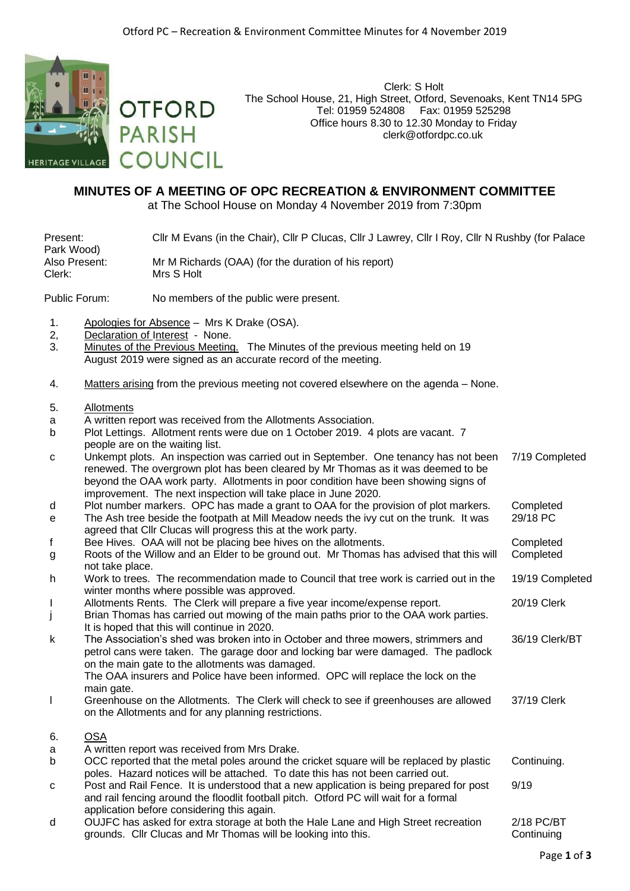OTFORD PARISH COUNCIL

Clerk: S Holt
The School House, 21, High Street, Otford, Sevenoaks, Kent TN14 5PG
Tel: 01959 524808 Fax: 01959 525298
Office hours 8.30 to 12.30 Monday to Friday
clerk@otfordpc.co.uk

# MINUTES OF A MEETING OF OPC RECREATION & ENVIRONMENT COMMITTEE

at The School House on Monday 4 November 2019 from 7:30pm

Present: Cllr M Evans (in the Chair), Cllr P Clucas, Cllr J Lawrey, Cllr I Roy, Cllr N Rushby (for Palace Park Wood)
Also Present: Mr M Richards (OAA) (for the duration of his report)
Clerk: Mrs S Holt

Public Forum: No members of the public were present.

1. Apologies for Absence – Mrs K Drake (OSA).
2, Declaration of Interest - None.
3. Minutes of the Previous Meeting. The Minutes of the previous meeting held on 19 August 2019 were signed as an accurate record of the meeting.

4. Matters arising from the previous meeting not covered elsewhere on the agenda – None.

5. Allotments

| | | |
|---|---|---|
| a | A written report was received from the Allotments Association. | |
| b | Plot Lettings. Allotment rents were due on 1 October 2019. 4 plots are vacant. 7 people are on the waiting list. | |
| c | Unkempt plots. An inspection was carried out in September. One tenancy has not been renewed. The overgrown plot has been cleared by Mr Thomas as it was deemed to be beyond the OAA work party. Allotments in poor condition have been showing signs of improvement. The next inspection will take place in June 2020. | 7/19 Completed |
| d | Plot number markers. OPC has made a grant to OAA for the provision of plot markers. | Completed |
| e | The Ash tree beside the footpath at Mill Meadow needs the ivy cut on the trunk. It was agreed that Cllr Clucas will progress this at the work party. | 29/18 PC |
| f | Bee Hives. OAA will not be placing bee hives on the allotments. | Completed |
| g | Roots of the Willow and an Elder to be ground out. Mr Thomas has advised that this will not take place. | Completed |
| h | Work to trees. The recommendation made to Council that tree work is carried out in the winter months where possible was approved. | 19/19 Completed |
| I | Allotments Rents. The Clerk will prepare a five year income/expense report. | 20/19 Clerk |
| j | Brian Thomas has carried out mowing of the main paths prior to the OAA work parties. It is hoped that this will continue in 2020. | |
| k | The Association's shed was broken into in October and three mowers, strimmers and petrol cans were taken. The garage door and locking bar were damaged. The padlock on the main gate to the allotments was damaged. The OAA insurers and Police have been informed. OPC will replace the lock on the main gate. | 36/19 Clerk/BT |
| l | Greenhouse on the Allotments. The Clerk will check to see if greenhouses are allowed on the Allotments and for any planning restrictions. | 37/19 Clerk |

6. OSA

| | | |
|---|---|---|
| a | A written report was received from Mrs Drake. | |
| b | OCC reported that the metal poles around the cricket square will be replaced by plastic poles. Hazard notices will be attached. To date this has not been carried out. | Continuing. |
| c | Post and Rail Fence. It is understood that a new application is being prepared for post and rail fencing around the floodlit football pitch. Otford PC will wait for a formal application before considering this again. | 9/19 |
| d | OUJFC has asked for extra storage at both the Hale Lane and High Street recreation grounds. Cllr Clucas and Mr Thomas will be looking into this. | 2/18 PC/BT Continuing |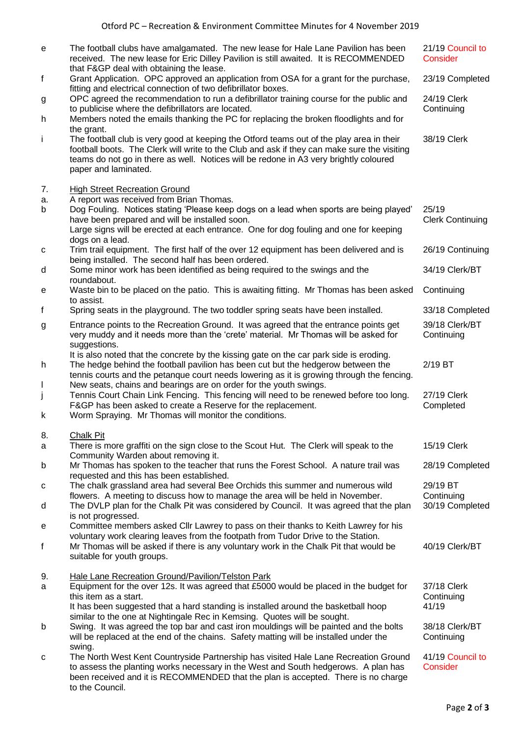| | | |
|---|---|---|
| e | The football clubs have amalgamated. The new lease for Hale Lane Pavilion has been received. The new lease for Eric Dilley Pavilion is still awaited. It is RECOMMENDED that F&GP deal with obtaining the lease. | 21/19 Council to Consider |
| f | Grant Application. OPC approved an application from OSA for a grant for the purchase, fitting and electrical connection of two defibrillator boxes. | 23/19 Completed |
| g | OPC agreed the recommendation to run a defibrillator training course for the public and to publicise where the defibrillators are located. | 24/19 Clerk Continuing |
| h | Members noted the emails thanking the PC for replacing the broken floodlights and for the grant. | |
| i | The football club is very good at keeping the Otford teams out of the play area in their football boots. The Clerk will write to the Club and ask if they can make sure the visiting teams do not go in there as well. Notices will be redone in A3 very brightly coloured paper and laminated. | 38/19 Clerk |
| 7. | <u>High Street Recreation Ground</u> | |
| a. | A report was received from Brian Thomas. | |
| b | Dog Fouling. Notices stating 'Please keep dogs on a lead when sports are being played' have been prepared and will be installed soon. Large signs will be erected at each entrance. One for dog fouling and one for keeping dogs on a lead. | 25/19 Clerk Continuing |
| c | Trim trail equipment. The first half of the over 12 equipment has been delivered and is being installed. The second half has been ordered. | 26/19 Continuing |
| d | Some minor work has been identified as being required to the swings and the roundabout. | 34/19 Clerk/BT |
| e | Waste bin to be placed on the patio. This is awaiting fitting. Mr Thomas has been asked to assist. | Continuing |
| f | Spring seats in the playground. The two toddler spring seats have been installed. | 33/18 Completed |
| g | Entrance points to the Recreation Ground. It was agreed that the entrance points get very muddy and it needs more than the 'crete' material. Mr Thomas will be asked for suggestions. It is also noted that the concrete by the kissing gate on the car park side is eroding. | 39/18 Clerk/BT Continuing |
| h | The hedge behind the football pavilion has been cut but the hedgerow between the tennis courts and the petanque court needs lowering as it is growing through the fencing. | 2/19 BT |
| I | New seats, chains and bearings are on order for the youth swings. | |
| j | Tennis Court Chain Link Fencing. This fencing will need to be renewed before too long. F&GP has been asked to create a Reserve for the replacement. | 27/19 Clerk Completed |
| k | Worm Spraying. Mr Thomas will monitor the conditions. | |
| 8. | <u>Chalk Pit</u> | |
| a | There is more graffiti on the sign close to the Scout Hut. The Clerk will speak to the Community Warden about removing it. | 15/19 Clerk |
| b | Mr Thomas has spoken to the teacher that runs the Forest School. A nature trail was requested and this has been established. | 28/19 Completed |
| c | The chalk grassland area had several Bee Orchids this summer and numerous wild flowers. A meeting to discuss how to manage the area will be held in November. | 29/19 BT Continuing |
| d | The DVLP plan for the Chalk Pit was considered by Council. It was agreed that the plan is not progressed. | 30/19 Completed |
| e | Committee members asked Cllr Lawrey to pass on their thanks to Keith Lawrey for his voluntary work clearing leaves from the footpath from Tudor Drive to the Station. | |
| f | Mr Thomas will be asked if there is any voluntary work in the Chalk Pit that would be suitable for youth groups. | 40/19 Clerk/BT |
| 9. | <u>Hale Lane Recreation Ground/Pavilion/Telston Park</u> | |
| a | Equipment for the over 12s. It was agreed that £5000 would be placed in the budget for this item as a start. It has been suggested that a hard standing is installed around the basketball hoop similar to the one at Nightingale Rec in Kemsing. Quotes will be sought. | 37/18 Clerk Continuing 41/19 |
| b | Swing. It was agreed the top bar and cast iron mouldings will be painted and the bolts will be replaced at the end of the chains. Safety matting will be installed under the swing. | 38/18 Clerk/BT Continuing |
| c | The North West Kent Countryside Partnership has visited Hale Lane Recreation Ground to assess the planting works necessary in the West and South hedgerows. A plan has been received and it is RECOMMENDED that the plan is accepted. There is no charge to the Council. | 41/19 Council to Consider |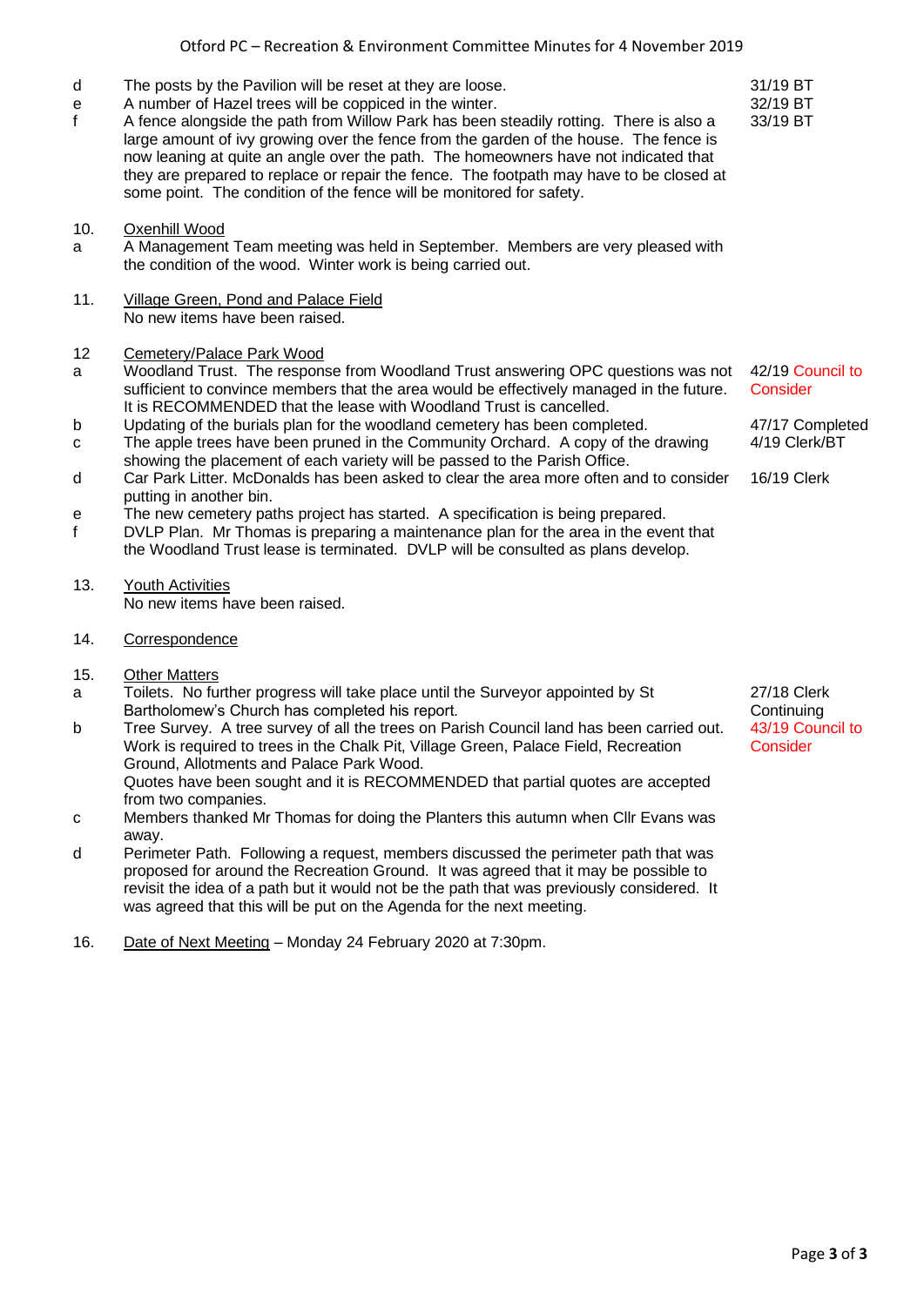| | | |
|---|---|---|
| d | The posts by the Pavilion will be reset at they are loose. | 31/19 BT |
| e | A number of Hazel trees will be coppiced in the winter. | 32/19 BT |
| f | A fence alongside the path from Willow Park has been steadily rotting. There is also a large amount of ivy growing over the fence from the garden of the house. The fence is now leaning at quite an angle over the path. The homeowners have not indicated that they are prepared to replace or repair the fence. The footpath may have to be closed at some point. The condition of the fence will be monitored for safety. | 33/19 BT |
| 10. | <u>Oxenhill Wood</u> | |
| a | A Management Team meeting was held in September. Members are very pleased with the condition of the wood. Winter work is being carried out. | |
| 11. | <u>Village Green, Pond and Palace Field</u><br>No new items have been raised. | |
| 12 | <u>Cemetery/Palace Park Wood</u> | |
| a | Woodland Trust. The response from Woodland Trust answering OPC questions was not sufficient to convince members that the area would be effectively managed in the future. It is RECOMMENDED that the lease with Woodland Trust is cancelled. | 42/19 Council to Consider |
| b | Updating of the burials plan for the woodland cemetery has been completed. | 47/17 Completed |
| c | The apple trees have been pruned in the Community Orchard. A copy of the drawing showing the placement of each variety will be passed to the Parish Office. | 4/19 Clerk/BT |
| d | Car Park Litter. McDonalds has been asked to clear the area more often and to consider putting in another bin. | 16/19 Clerk |
| e | The new cemetery paths project has started. A specification is being prepared. | |
| f | DVLP Plan. Mr Thomas is preparing a maintenance plan for the area in the event that the Woodland Trust lease is terminated. DVLP will be consulted as plans develop. | |
| 13. | <u>Youth Activities</u><br>No new items have been raised. | |
| 14. | <u>Correspondence</u> | |
| 15. | <u>Other Matters</u> | |
| a | Toilets. No further progress will take place until the Surveyor appointed by St Bartholomew's Church has completed his report. | 27/18 Clerk Continuing |
| b | Tree Survey. A tree survey of all the trees on Parish Council land has been carried out. Work is required to trees in the Chalk Pit, Village Green, Palace Field, Recreation Ground, Allotments and Palace Park Wood.<br>Quotes have been sought and it is RECOMMENDED that partial quotes are accepted from two companies. | 43/19 Council to Consider |
| c | Members thanked Mr Thomas for doing the Planters this autumn when Cllr Evans was away. | |
| d | Perimeter Path. Following a request, members discussed the perimeter path that was proposed for around the Recreation Ground. It was agreed that it may be possible to revisit the idea of a path but it would not be the path that was previously considered. It was agreed that this will be put on the Agenda for the next meeting. | |
| 16. | <u>Date of Next Meeting</u> – Monday 24 February 2020 at 7:30pm. | |